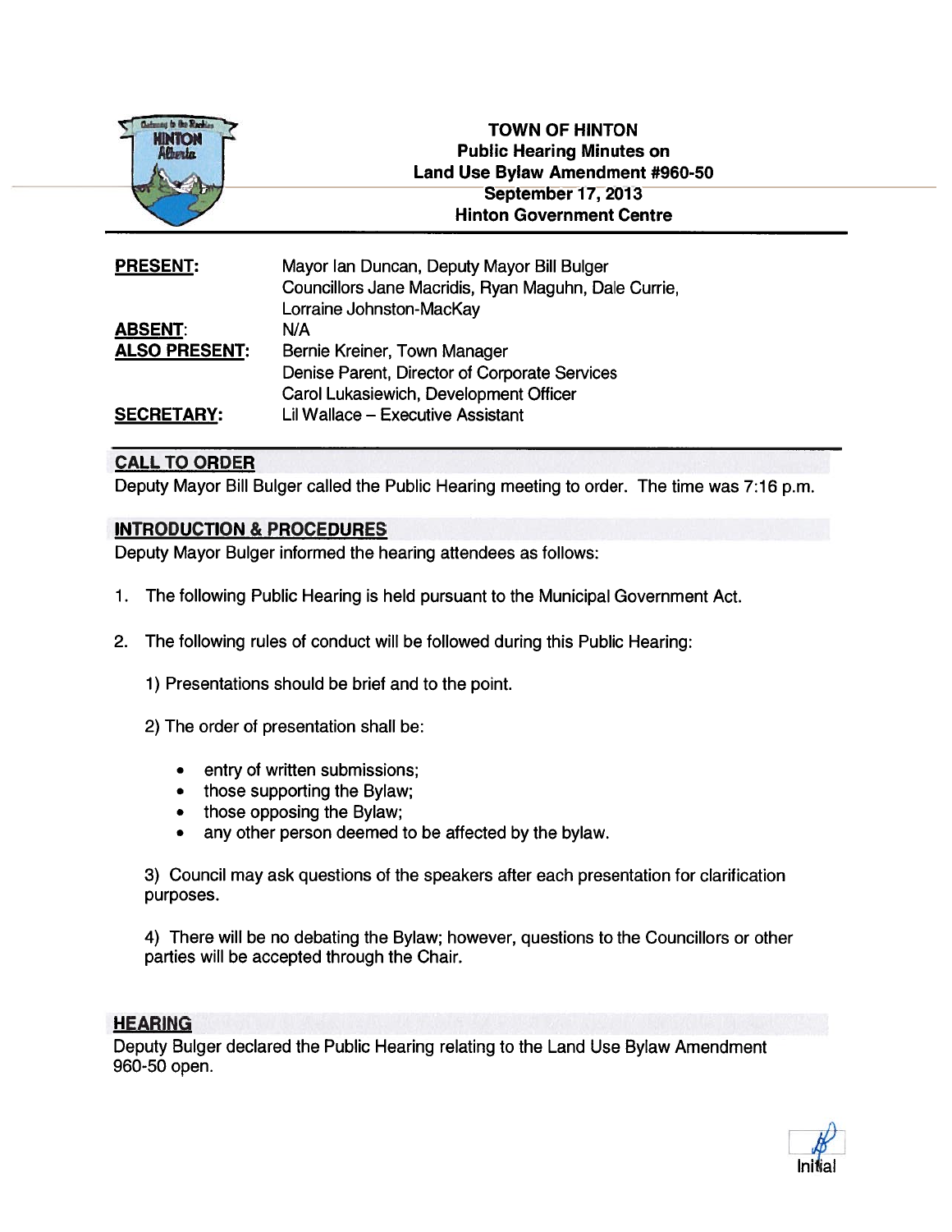# TOWN OF HINTON
## Public Hearing Minutes on Land Use Bylaw Amendment #960-50
### September 17, 2013
### Hinton Government Centre

| | |
|---|---|
| **PRESENT:** | Mayor Ian Duncan, Deputy Mayor Bill Bulger<br>Councillors Jane Macridis, Ryan Maguhn, Dale Currie, Lorraine Johnston-MacKay |
| **ABSENT:** | N/A |
| **ALSO PRESENT:** | Bernie Kreiner, Town Manager<br>Denise Parent, Director of Corporate Services<br>Carol Lukasiewich, Development Officer |
| **SECRETARY:** | Lil Wallace – Executive Assistant |

## CALL TO ORDER

Deputy Mayor Bill Bulger called the Public Hearing meeting to order. The time was 7:16 p.m.

## INTRODUCTION & PROCEDURES

Deputy Mayor Bulger informed the hearing attendees as follows:

1. The following Public Hearing is held pursuant to the Municipal Government Act.

2. The following rules of conduct will be followed during this Public Hearing:

   1) Presentations should be brief and to the point.

   2) The order of presentation shall be:

      - entry of written submissions;
      - those supporting the Bylaw;
      - those opposing the Bylaw;
      - any other person deemed to be affected by the bylaw.

   3) Council may ask questions of the speakers after each presentation for clarification purposes.

   4) There will be no debating the Bylaw; however, questions to the Councillors or other parties will be accepted through the Chair.

## HEARING

Deputy Bulger declared the Public Hearing relating to the Land Use Bylaw Amendment 960-50 open.

Initial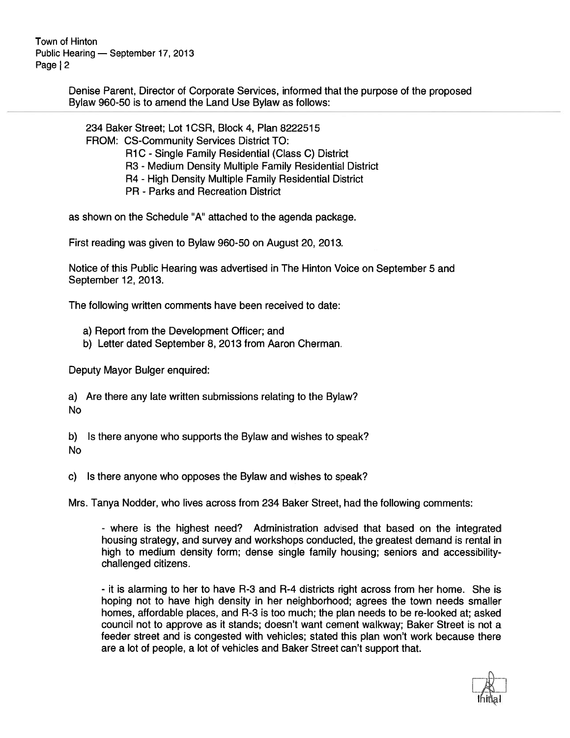Denise Parent, Director of Corporate Services, informed that the purpose of the proposed Bylaw 960-50 is to amend the Land Use Bylaw as follows:

234 Baker Street; Lot 1CSR, Block 4, Plan 8222515
FROM: CS-Community Services District TO:
R1C - Single Family Residential (Class C) District
R3 - Medium Density Multiple Family Residential District
R4 - High Density Multiple Family Residential District
PR - Parks and Recreation District

as shown on the Schedule "A" attached to the agenda package.

First reading was given to Bylaw 960-50 on August 20, 2013.

Notice of this Public Hearing was advertised in The Hinton Voice on September 5 and September 12, 2013.

The following written comments have been received to date:

a) Report from the Development Officer; and
b) Letter dated September 8, 2013 from Aaron Cherman.

Deputy Mayor Bulger enquired:

a) Are there any late written submissions relating to the Bylaw?
No

b) Is there anyone who supports the Bylaw and wishes to speak?
No

c) Is there anyone who opposes the Bylaw and wishes to speak?

Mrs. Tanya Nodder, who lives across from 234 Baker Street, had the following comments:

- where is the highest need? Administration advised that based on the integrated housing strategy, and survey and workshops conducted, the greatest demand is rental in high to medium density form; dense single family housing; seniors and accessibility-challenged citizens.

- it is alarming to her to have R-3 and R-4 districts right across from her home. She is hoping not to have high density in her neighborhood; agrees the town needs smaller homes, affordable places, and R-3 is too much; the plan needs to be re-looked at; asked council not to approve as it stands; doesn't want cement walkway; Baker Street is not a feeder street and is congested with vehicles; stated this plan won't work because there are a lot of people, a lot of vehicles and Baker Street can't support that.

Initial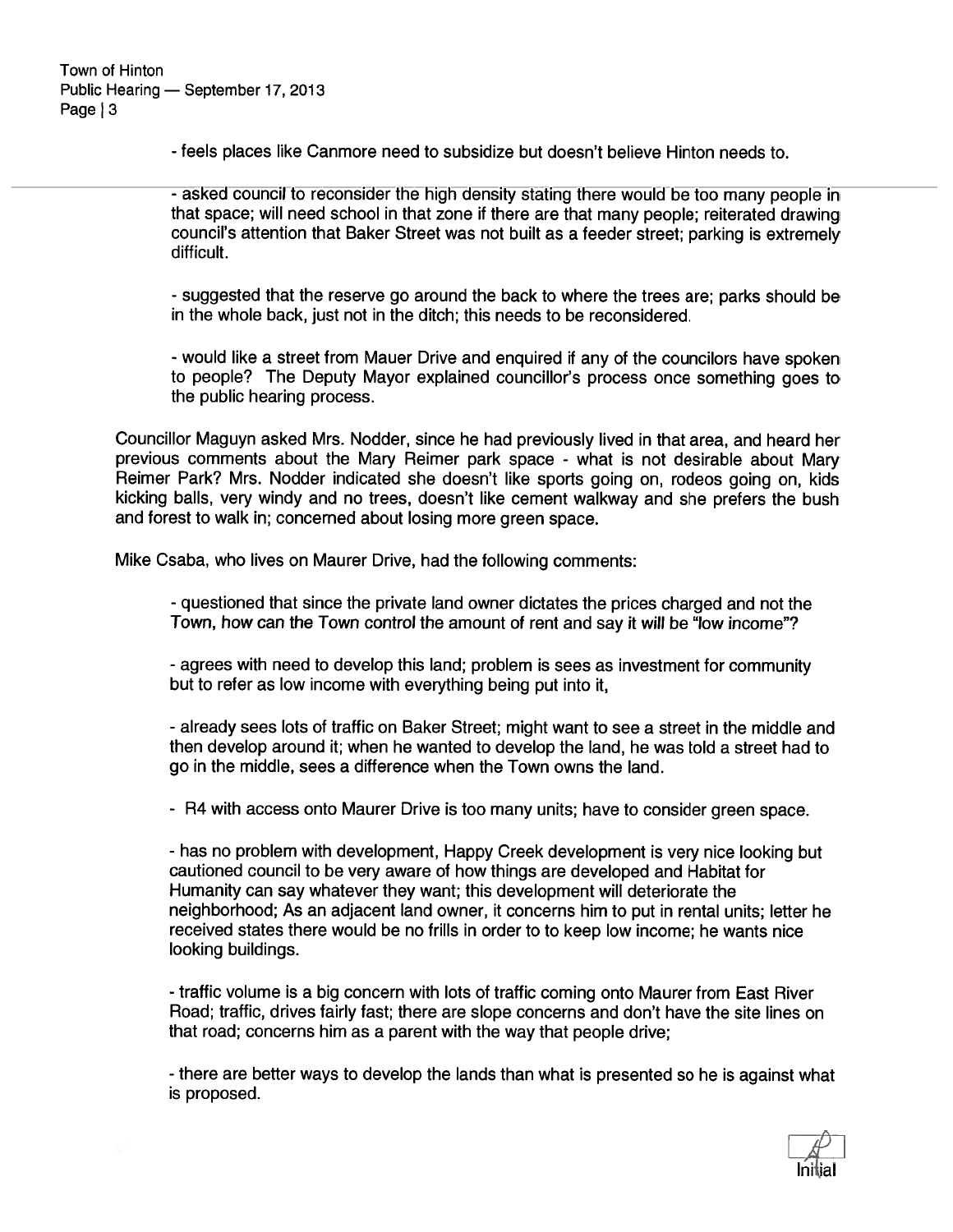- feels places like Canmore need to subsidize but doesn't believe Hinton needs to.

- asked council to reconsider the high density stating there would be too many people in that space; will need school in that zone if there are that many people; reiterated drawing council's attention that Baker Street was not built as a feeder street; parking is extremely difficult.

- suggested that the reserve go around the back to where the trees are; parks should be in the whole back, just not in the ditch; this needs to be reconsidered.

- would like a street from Mauer Drive and enquired if any of the councilors have spoken to people? The Deputy Mayor explained councillor's process once something goes to the public hearing process.

Councillor Maguyn asked Mrs. Nodder, since he had previously lived in that area, and heard her previous comments about the Mary Reimer park space - what is not desirable about Mary Reimer Park? Mrs. Nodder indicated she doesn't like sports going on, rodeos going on, kids kicking balls, very windy and no trees, doesn't like cement walkway and she prefers the bush and forest to walk in; concerned about losing more green space.

Mike Csaba, who lives on Maurer Drive, had the following comments:

- questioned that since the private land owner dictates the prices charged and not the Town, how can the Town control the amount of rent and say it will be "low income"?

- agrees with need to develop this land; problem is sees as investment for community but to refer as low income with everything being put into it,

- already sees lots of traffic on Baker Street; might want to see a street in the middle and then develop around it; when he wanted to develop the land, he was told a street had to go in the middle, sees a difference when the Town owns the land.

- R4 with access onto Maurer Drive is too many units; have to consider green space.

- has no problem with development, Happy Creek development is very nice looking but cautioned council to be very aware of how things are developed and Habitat for Humanity can say whatever they want; this development will deteriorate the neighborhood; As an adjacent land owner, it concerns him to put in rental units; letter he received states there would be no frills in order to to keep low income; he wants nice looking buildings.

- traffic volume is a big concern with lots of traffic coming onto Maurer from East River Road; traffic, drives fairly fast; there are slope concerns and don't have the site lines on that road; concerns him as a parent with the way that people drive;

- there are better ways to develop the lands than what is presented so he is against what is proposed.

Initial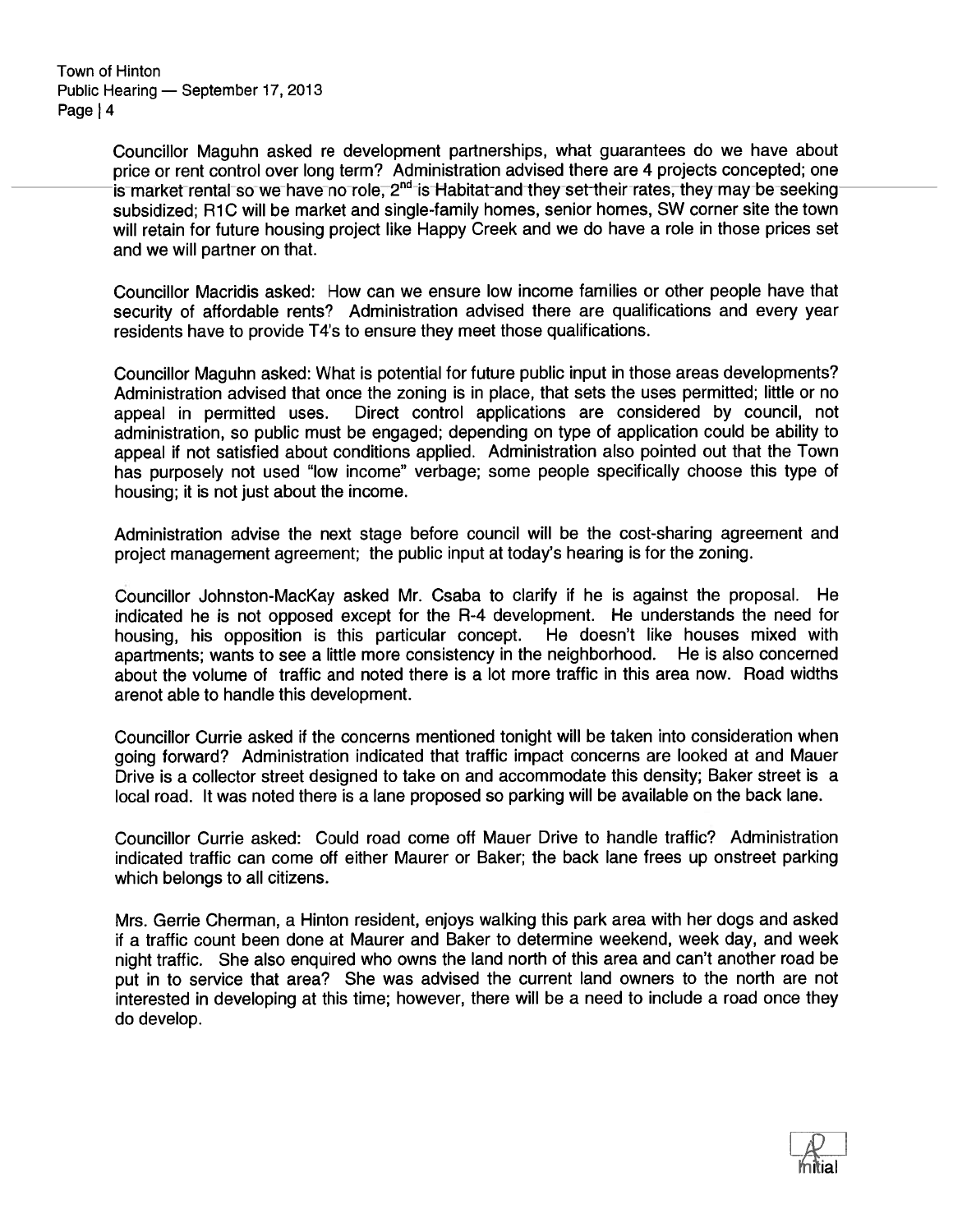Councillor Maguhn asked re development partnerships, what guarantees do we have about price or rent control over long term? Administration advised there are 4 projects concepted; one is market rental so we have no role, 2nd is Habitat and they set their rates, they may be seeking subsidized; R1C will be market and single-family homes, senior homes, SW corner site the town will retain for future housing project like Happy Creek and we do have a role in those prices set and we will partner on that.

Councillor Macridis asked: How can we ensure low income families or other people have that security of affordable rents? Administration advised there are qualifications and every year residents have to provide T4's to ensure they meet those qualifications.

Councillor Maguhn asked: What is potential for future public input in those areas developments? Administration advised that once the zoning is in place, that sets the uses permitted; little or no appeal in permitted uses. Direct control applications are considered by council, not administration, so public must be engaged; depending on type of application could be ability to appeal if not satisfied about conditions applied. Administration also pointed out that the Town has purposely not used "low income" verbage; some people specifically choose this type of housing; it is not just about the income.

Administration advise the next stage before council will be the cost-sharing agreement and project management agreement; the public input at today's hearing is for the zoning.

Councillor Johnston-MacKay asked Mr. Csaba to clarify if he is against the proposal. He indicated he is not opposed except for the R-4 development. He understands the need for housing, his opposition is this particular concept. He doesn't like houses mixed with apartments; wants to see a little more consistency in the neighborhood. He is also concerned about the volume of traffic and noted there is a lot more traffic in this area now. Road widths arenot able to handle this development.

Councillor Currie asked if the concerns mentioned tonight will be taken into consideration when going forward? Administration indicated that traffic impact concerns are looked at and Mauer Drive is a collector street designed to take on and accommodate this density; Baker street is a local road. It was noted there is a lane proposed so parking will be available on the back lane.

Councillor Currie asked: Could road come off Mauer Drive to handle traffic? Administration indicated traffic can come off either Maurer or Baker; the back lane frees up onstreet parking which belongs to all citizens.

Mrs. Gerrie Cherman, a Hinton resident, enjoys walking this park area with her dogs and asked if a traffic count been done at Maurer and Baker to determine weekend, week day, and week night traffic. She also enquired who owns the land north of this area and can't another road be put in to service that area? She was advised the current land owners to the north are not interested in developing at this time; however, there will be a need to include a road once they do develop.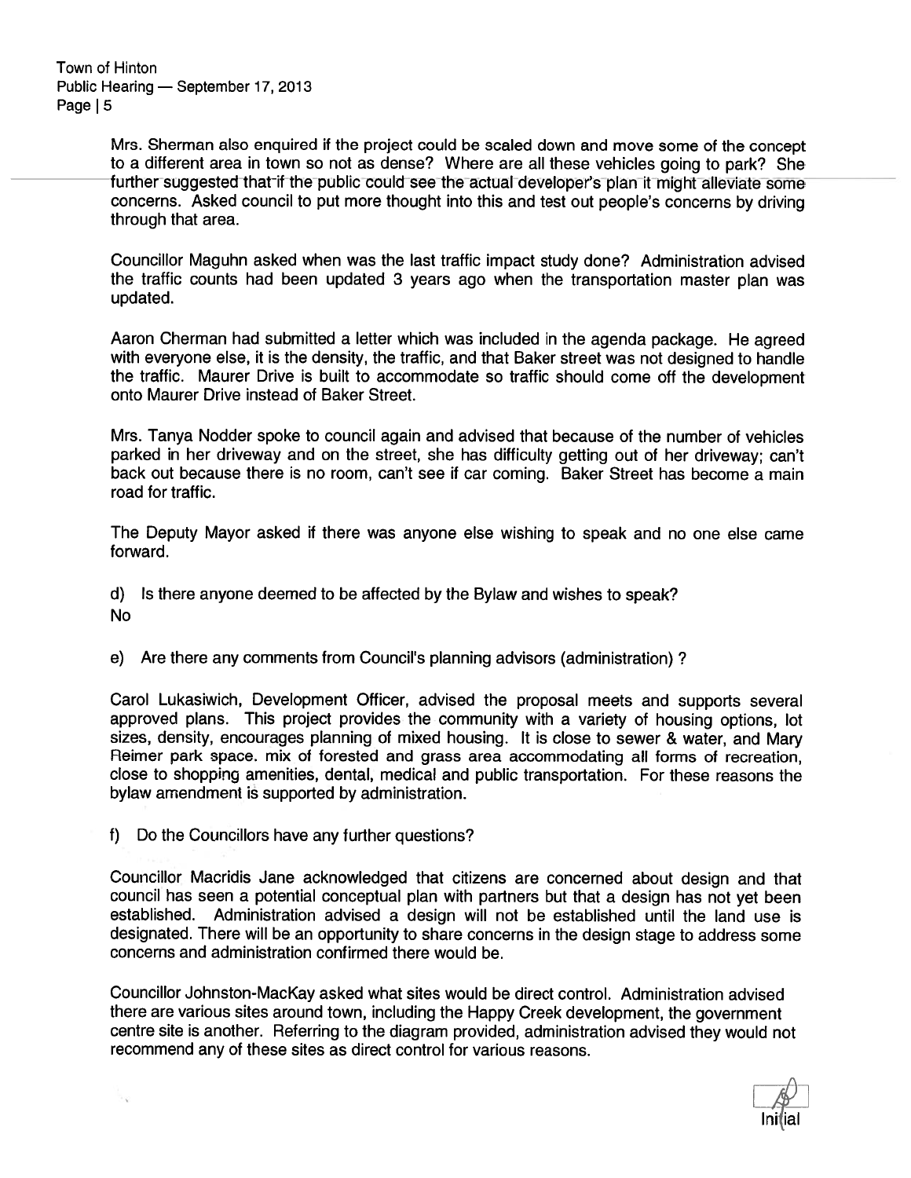Mrs. Sherman also enquired if the project could be scaled down and move some of the concept to a different area in town so not as dense? Where are all these vehicles going to park? She further suggested that if the public could see the actual developer's plan it might alleviate some concerns. Asked council to put more thought into this and test out people's concerns by driving through that area.

Councillor Maguhn asked when was the last traffic impact study done? Administration advised the traffic counts had been updated 3 years ago when the transportation master plan was updated.

Aaron Cherman had submitted a letter which was included in the agenda package. He agreed with everyone else, it is the density, the traffic, and that Baker street was not designed to handle the traffic. Maurer Drive is built to accommodate so traffic should come off the development onto Maurer Drive instead of Baker Street.

Mrs. Tanya Nodder spoke to council again and advised that because of the number of vehicles parked in her driveway and on the street, she has difficulty getting out of her driveway; can't back out because there is no room, can't see if car coming. Baker Street has become a main road for traffic.

The Deputy Mayor asked if there was anyone else wishing to speak and no one else came forward.

d) Is there anyone deemed to be affected by the Bylaw and wishes to speak?
No

e) Are there any comments from Council's planning advisors (administration) ?

Carol Lukasiwich, Development Officer, advised the proposal meets and supports several approved plans. This project provides the community with a variety of housing options, lot sizes, density, encourages planning of mixed housing. It is close to sewer & water, and Mary Reimer park space. mix of forested and grass area accommodating all forms of recreation, close to shopping amenities, dental, medical and public transportation. For these reasons the bylaw amendment is supported by administration.

f) Do the Councillors have any further questions?

Councillor Macridis Jane acknowledged that citizens are concerned about design and that council has seen a potential conceptual plan with partners but that a design has not yet been established. Administration advised a design will not be established until the land use is designated. There will be an opportunity to share concerns in the design stage to address some concerns and administration confirmed there would be.

Councillor Johnston-MacKay asked what sites would be direct control. Administration advised there are various sites around town, including the Happy Creek development, the government centre site is another. Referring to the diagram provided, administration advised they would not recommend any of these sites as direct control for various reasons.

Initial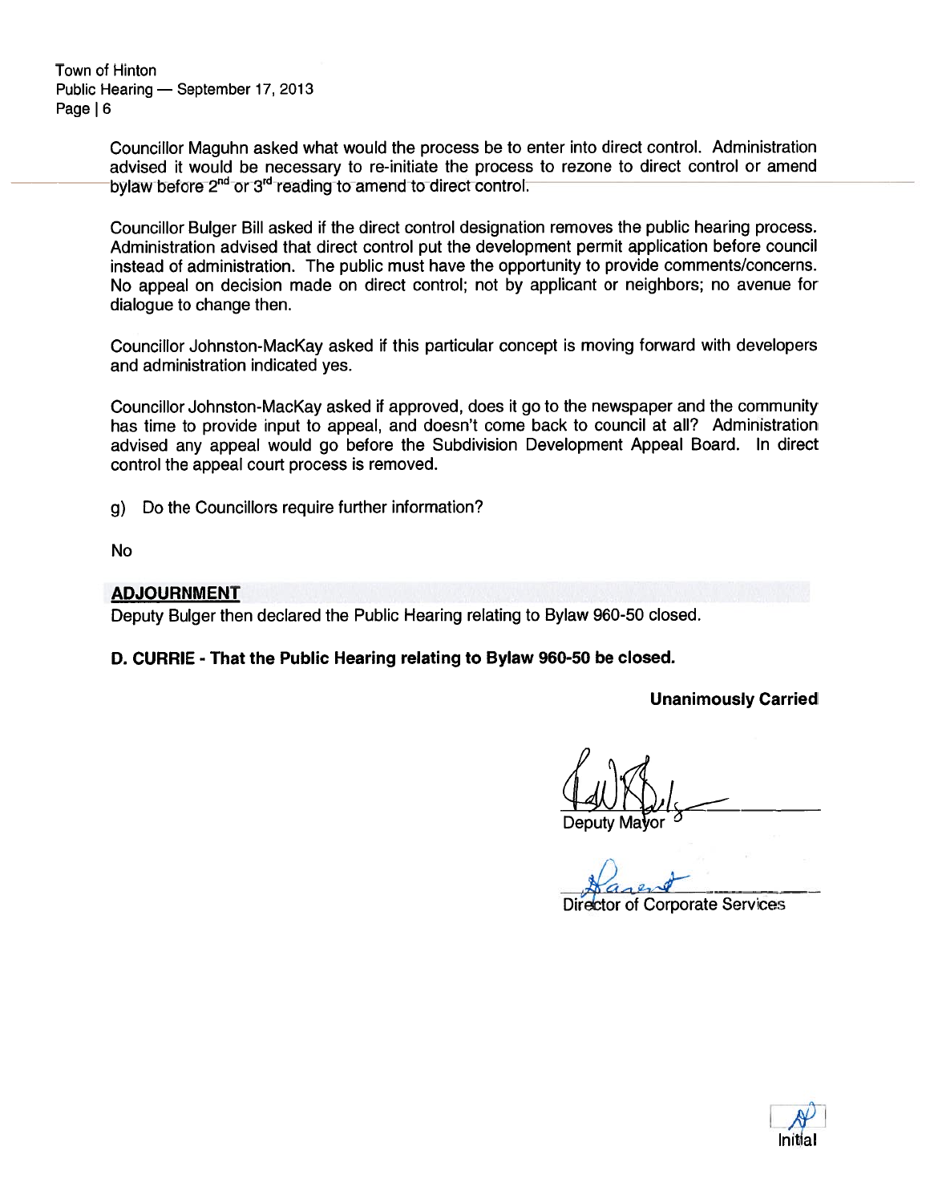Councillor Maguhn asked what would the process be to enter into direct control. Administration advised it would be necessary to re-initiate the process to rezone to direct control or amend bylaw before 2nd or 3rd reading to amend to direct control.

Councillor Bulger Bill asked if the direct control designation removes the public hearing process. Administration advised that direct control put the development permit application before council instead of administration. The public must have the opportunity to provide comments/concerns. No appeal on decision made on direct control; not by applicant or neighbors; no avenue for dialogue to change then.

Councillor Johnston-MacKay asked if this particular concept is moving forward with developers and administration indicated yes.

Councillor Johnston-MacKay asked if approved, does it go to the newspaper and the community has time to provide input to appeal, and doesn't come back to council at all? Administration advised any appeal would go before the Subdivision Development Appeal Board. In direct control the appeal court process is removed.

g) Do the Councillors require further information?

No

## ADJOURNMENT

Deputy Bulger then declared the Public Hearing relating to Bylaw 960-50 closed.

**D. CURRIE - That the Public Hearing relating to Bylaw 960-50 be closed.**

**Unanimously Carried**

Deputy Mayor

Director of Corporate Services

Initial